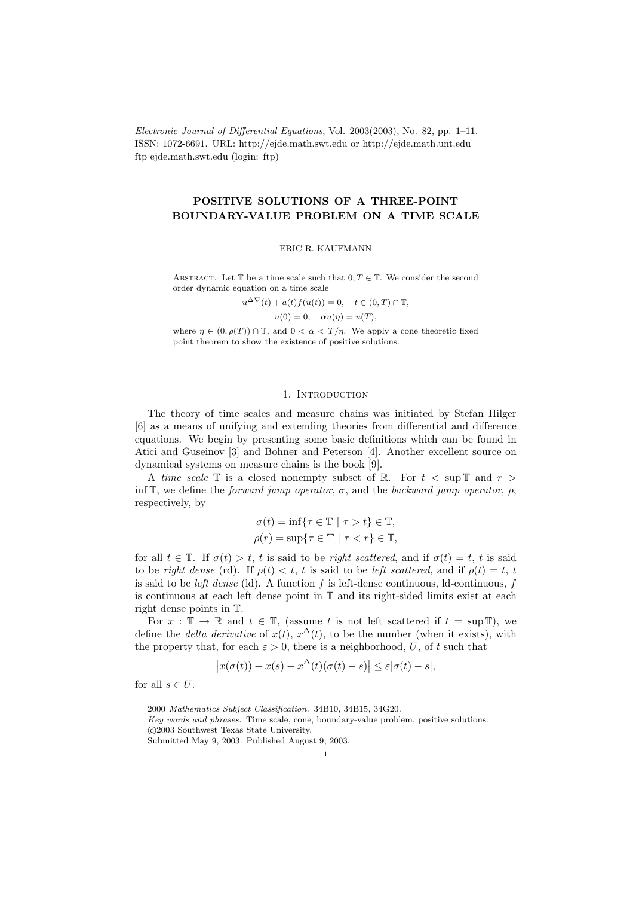Electronic Journal of Differential Equations, Vol. 2003(2003), No. 82, pp. 1–11.
ISSN: 1072-6691. URL: http://ejde.math.swt.edu or http://ejde.math.unt.edu
ftp ejde.math.swt.edu (login: ftp)

# POSITIVE SOLUTIONS OF A THREE-POINT BOUNDARY-VALUE PROBLEM ON A TIME SCALE

ERIC R. KAUFMANN

Abstract. Let $\mathbb{T}$ be a time scale such that $0, T \in \mathbb{T}$. We consider the second order dynamic equation on a time scale

$$u^{\Delta\nabla}(t) + a(t)f(u(t)) = 0, \quad t \in (0, T) \cap \mathbb{T},$$
$$u(0) = 0, \quad \alpha u(\eta) = u(T),$$

where $\eta \in (0, \rho(T)) \cap \mathbb{T}$, and $0 < \alpha < T/\eta$. We apply a cone theoretic fixed point theorem to show the existence of positive solutions.

## 1. Introduction

The theory of time scales and measure chains was initiated by Stefan Hilger [6] as a means of unifying and extending theories from differential and difference equations. We begin by presenting some basic definitions which can be found in Atici and Guseinov [3] and Bohner and Peterson [4]. Another excellent source on dynamical systems on measure chains is the book [9].

A *time scale* $\mathbb{T}$ is a closed nonempty subset of $\mathbb{R}$. For $t < \sup \mathbb{T}$ and $r > \inf \mathbb{T}$, we define the *forward jump operator*, $\sigma$, and the *backward jump operator*, $\rho$, respectively, by

$$\sigma(t) = \inf\{\tau \in \mathbb{T} \mid \tau > t\} \in \mathbb{T},$$
$$\rho(r) = \sup\{\tau \in \mathbb{T} \mid \tau < r\} \in \mathbb{T},$$

for all $t \in \mathbb{T}$. If $\sigma(t) > t$, $t$ is said to be *right scattered*, and if $\sigma(t) = t$, $t$ is said to be *right dense* (rd). If $\rho(t) < t$, $t$ is said to be *left scattered*, and if $\rho(t) = t$, $t$ is said to be *left dense* (ld). A function $f$ is left-dense continuous, ld-continuous, $f$ is continuous at each left dense point in $\mathbb{T}$ and its right-sided limits exist at each right dense points in $\mathbb{T}$.

For $x : \mathbb{T} \to \mathbb{R}$ and $t \in \mathbb{T}$, (assume $t$ is not left scattered if $t = \sup \mathbb{T}$), we define the *delta derivative* of $x(t)$, $x^{\Delta}(t)$, to be the number (when it exists), with the property that, for each $\varepsilon > 0$, there is a neighborhood, $U$, of $t$ such that

$$\left|x(\sigma(t)) - x(s) - x^{\Delta}(t)(\sigma(t) - s)\right| \le \varepsilon|\sigma(t) - s|,$$

for all $s \in U$.

---

2000 *Mathematics Subject Classification.* 34B10, 34B15, 34G20.
*Key words and phrases.* Time scale, cone, boundary-value problem, positive solutions.
©2003 Southwest Texas State University.
Submitted May 9, 2003. Published August 9, 2003.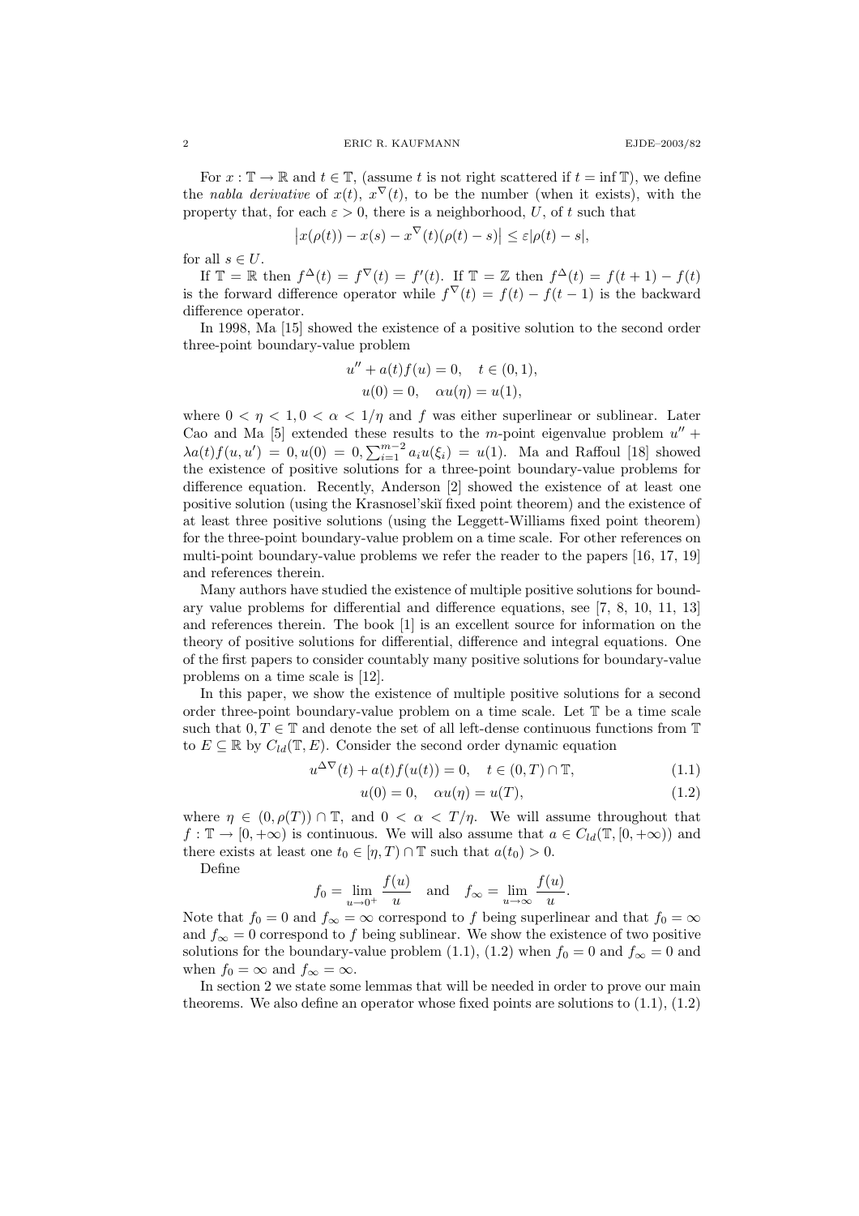For $x : \mathbb{T} \to \mathbb{R}$ and $t \in \mathbb{T}$, (assume $t$ is not right scattered if $t = \inf \mathbb{T}$), we define the *nabla derivative* of $x(t)$, $x^\nabla(t)$, to be the number (when it exists), with the property that, for each $\varepsilon > 0$, there is a neighborhood, $U$, of $t$ such that

$$\big|x(\rho(t)) - x(s) - x^\nabla(t)(\rho(t) - s)\big| \le \varepsilon|\rho(t) - s|,$$

for all $s \in U$.

If $\mathbb{T} = \mathbb{R}$ then $f^\Delta(t) = f^\nabla(t) = f'(t)$. If $\mathbb{T} = \mathbb{Z}$ then $f^\Delta(t) = f(t+1) - f(t)$ is the forward difference operator while $f^\nabla(t) = f(t) - f(t-1)$ is the backward difference operator.

In 1998, Ma [15] showed the existence of a positive solution to the second order three-point boundary-value problem

$$u'' + a(t)f(u) = 0, \quad t \in (0,1),$$
$$u(0) = 0, \quad \alpha u(\eta) = u(1),$$

where $0 < \eta < 1, 0 < \alpha < 1/\eta$ and $f$ was either superlinear or sublinear. Later Cao and Ma [5] extended these results to the $m$-point eigenvalue problem $u'' + \lambda a(t) f(u, u') = 0, u(0) = 0, \sum_{i=1}^{m-2} a_i u(\xi_i) = u(1)$. Ma and Raffoul [18] showed the existence of positive solutions for a three-point boundary-value problems for difference equation. Recently, Anderson [2] showed the existence of at least one positive solution (using the Krasnosel'skiĭ fixed point theorem) and the existence of at least three positive solutions (using the Leggett-Williams fixed point theorem) for the three-point boundary-value problem on a time scale. For other references on multi-point boundary-value problems we refer the reader to the papers [16, 17, 19] and references therein.

Many authors have studied the existence of multiple positive solutions for boundary value problems for differential and difference equations, see [7, 8, 10, 11, 13] and references therein. The book [1] is an excellent source for information on the theory of positive solutions for differential, difference and integral equations. One of the first papers to consider countably many positive solutions for boundary-value problems on a time scale is [12].

In this paper, we show the existence of multiple positive solutions for a second order three-point boundary-value problem on a time scale. Let $\mathbb{T}$ be a time scale such that $0, T \in \mathbb{T}$ and denote the set of all left-dense continuous functions from $\mathbb{T}$ to $E \subseteq \mathbb{R}$ by $C_{ld}(\mathbb{T}, E)$. Consider the second order dynamic equation

$$u^{\Delta\nabla}(t) + a(t)f(u(t)) = 0, \quad t \in (0, T) \cap \mathbb{T}, \tag{1.1}$$

$$u(0) = 0, \quad \alpha u(\eta) = u(T), \tag{1.2}$$

where $\eta \in (0, \rho(T)) \cap \mathbb{T}$, and $0 < \alpha < T/\eta$. We will assume throughout that $f : \mathbb{T} \to [0, +\infty)$ is continuous. We will also assume that $a \in C_{ld}(\mathbb{T}, [0, +\infty))$ and there exists at least one $t_0 \in [\eta, T) \cap \mathbb{T}$ such that $a(t_0) > 0$.

Define

$$f_0 = \lim_{u \to 0^+} \frac{f(u)}{u} \quad \text{and} \quad f_\infty = \lim_{u \to \infty} \frac{f(u)}{u}.$$

Note that $f_0 = 0$ and $f_\infty = \infty$ correspond to $f$ being superlinear and that $f_0 = \infty$ and $f_\infty = 0$ correspond to $f$ being sublinear. We show the existence of two positive solutions for the boundary-value problem (1.1), (1.2) when $f_0 = 0$ and $f_\infty = 0$ and when $f_0 = \infty$ and $f_\infty = \infty$.

In section 2 we state some lemmas that will be needed in order to prove our main theorems. We also define an operator whose fixed points are solutions to (1.1), (1.2)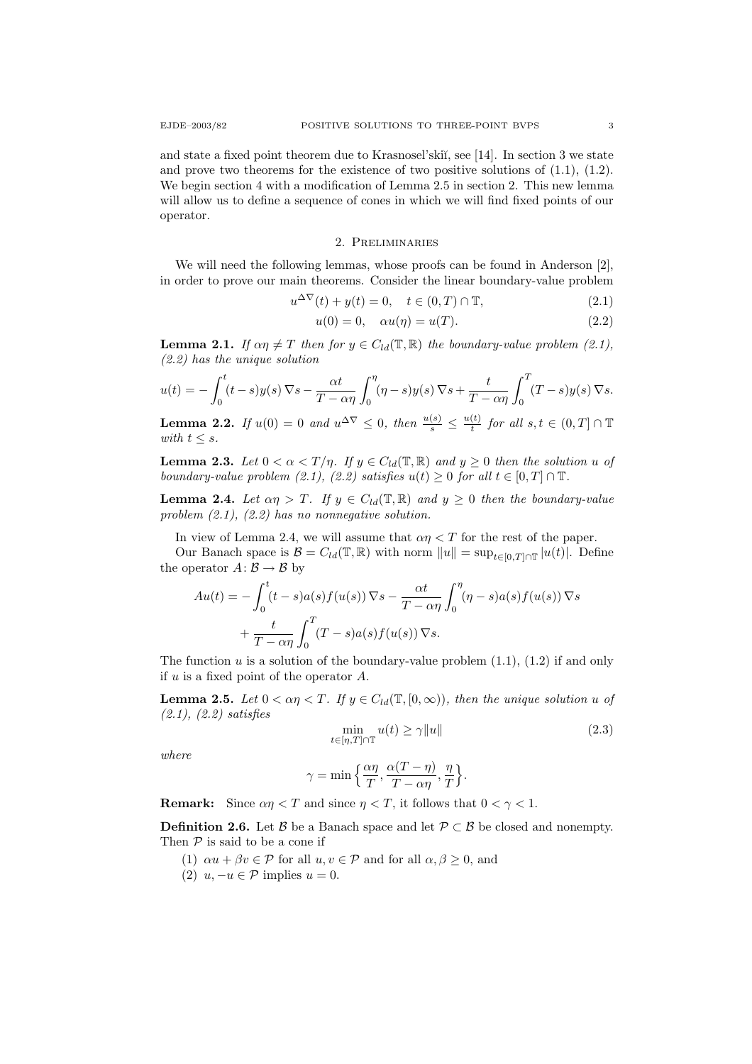and state a fixed point theorem due to Krasnosel'skiĭ, see [14]. In section 3 we state and prove two theorems for the existence of two positive solutions of (1.1), (1.2). We begin section 4 with a modification of Lemma 2.5 in section 2. This new lemma will allow us to define a sequence of cones in which we will find fixed points of our operator.

## 2. Preliminaries

We will need the following lemmas, whose proofs can be found in Anderson [2], in order to prove our main theorems. Consider the linear boundary-value problem

$$u^{\Delta\nabla}(t) + y(t) = 0, \quad t \in (0,T) \cap \mathbb{T}, \tag{2.1}$$

$$u(0) = 0, \quad \alpha u(\eta) = u(T). \tag{2.2}$$

**Lemma 2.1.** *If $\alpha\eta \neq T$ then for $y \in C_{ld}(\mathbb{T},\mathbb{R})$ the boundary-value problem (2.1), (2.2) has the unique solution*

$$u(t) = -\int_0^t (t-s)y(s)\,\nabla s - \frac{\alpha t}{T-\alpha\eta}\int_0^\eta (\eta - s)y(s)\,\nabla s + \frac{t}{T-\alpha\eta}\int_0^T (T-s)y(s)\,\nabla s.$$

**Lemma 2.2.** *If $u(0) = 0$ and $u^{\Delta\nabla} \leq 0$, then $\frac{u(s)}{s} \leq \frac{u(t)}{t}$ for all $s,t \in (0,T] \cap \mathbb{T}$ with $t \leq s$.*

**Lemma 2.3.** *Let $0 < \alpha < T/\eta$. If $y \in C_{ld}(\mathbb{T},\mathbb{R})$ and $y \geq 0$ then the solution $u$ of boundary-value problem (2.1), (2.2) satisfies $u(t) \geq 0$ for all $t \in [0,T] \cap \mathbb{T}$.*

**Lemma 2.4.** *Let $\alpha\eta > T$. If $y \in C_{ld}(\mathbb{T},\mathbb{R})$ and $y \geq 0$ then the boundary-value problem (2.1), (2.2) has no nonnegative solution.*

In view of Lemma 2.4, we will assume that $\alpha\eta < T$ for the rest of the paper.

Our Banach space is $\mathcal{B} = C_{ld}(\mathbb{T},\mathbb{R})$ with norm $\|u\| = \sup_{t\in[0,T]\cap\mathbb{T}} |u(t)|$. Define the operator $A \colon \mathcal{B} \to \mathcal{B}$ by

$$\begin{aligned} Au(t) &= -\int_0^t (t-s)a(s)f(u(s))\,\nabla s - \frac{\alpha t}{T-\alpha\eta}\int_0^\eta (\eta-s)a(s)f(u(s))\,\nabla s \\ &\quad + \frac{t}{T-\alpha\eta}\int_0^T (T-s)a(s)f(u(s))\,\nabla s. \end{aligned}$$

The function $u$ is a solution of the boundary-value problem (1.1), (1.2) if and only if $u$ is a fixed point of the operator $A$.

**Lemma 2.5.** *Let $0 < \alpha\eta < T$. If $y \in C_{ld}(\mathbb{T},[0,\infty))$, then the unique solution $u$ of (2.1), (2.2) satisfies*

$$\min_{t\in[\eta,T]\cap\mathbb{T}} u(t) \geq \gamma\|u\| \tag{2.3}$$

*where*

$$\gamma = \min\Big\{\frac{\alpha\eta}{T}, \frac{\alpha(T-\eta)}{T-\alpha\eta}, \frac{\eta}{T}\Big\}.$$

**Remark:** Since $\alpha\eta < T$ and since $\eta < T$, it follows that $0 < \gamma < 1$.

**Definition 2.6.** Let $\mathcal{B}$ be a Banach space and let $\mathcal{P} \subset \mathcal{B}$ be closed and nonempty. Then $\mathcal{P}$ is said to be a cone if

1. $\alpha u + \beta v \in \mathcal{P}$ for all $u, v \in \mathcal{P}$ and for all $\alpha, \beta \geq 0$, and
2. $u, -u \in \mathcal{P}$ implies $u = 0$.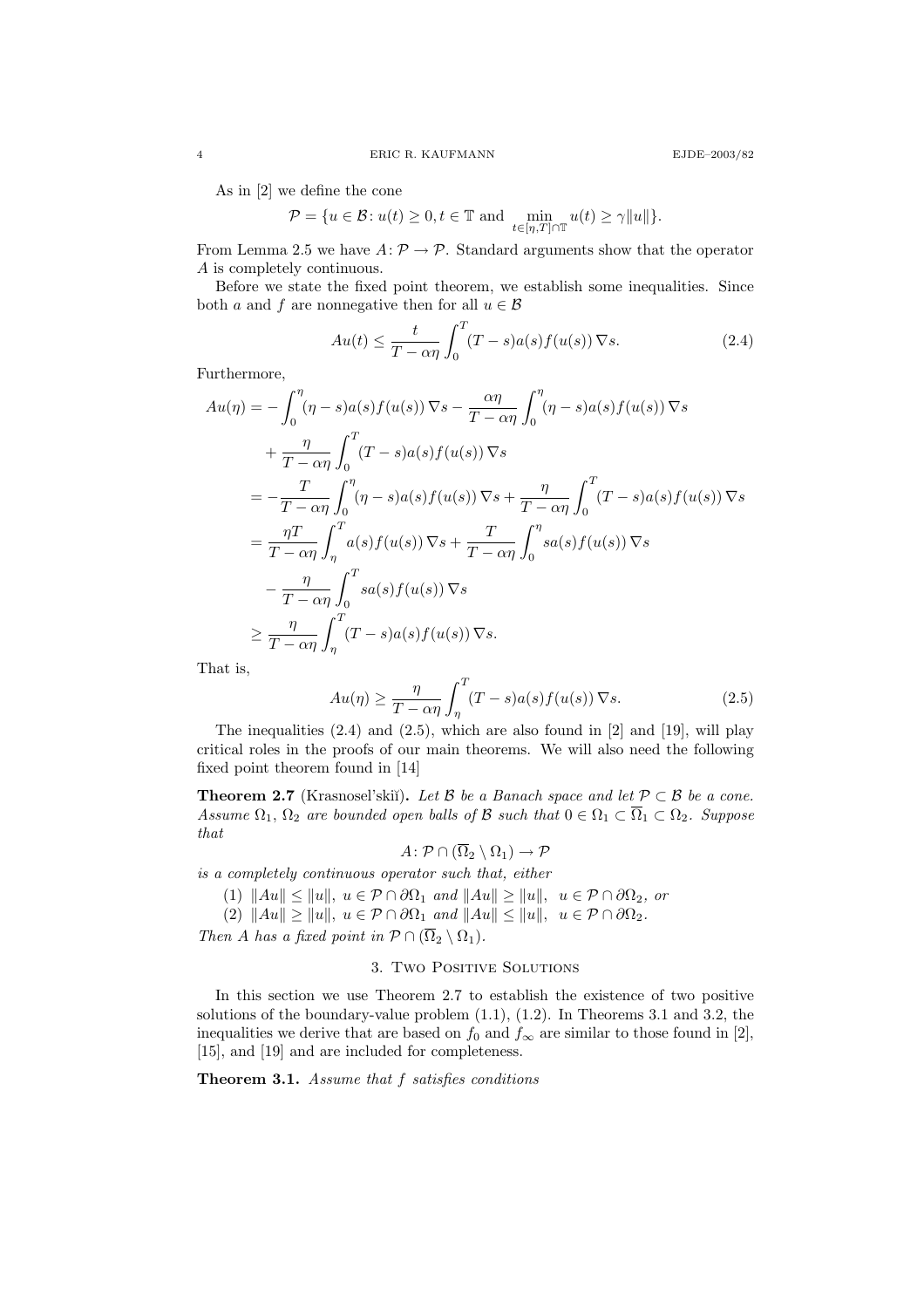As in [2] we define the cone

$$\mathcal{P} = \{u \in \mathcal{B} \colon u(t) \geq 0, t \in \mathbb{T} \text{ and } \min_{t \in [\eta, T] \cap \mathbb{T}} u(t) \geq \gamma \|u\|\}.$$

From Lemma 2.5 we have $A\colon \mathcal{P} \to \mathcal{P}$. Standard arguments show that the operator $A$ is completely continuous.

Before we state the fixed point theorem, we establish some inequalities. Since both $a$ and $f$ are nonnegative then for all $u \in \mathcal{B}$

$$Au(t) \leq \frac{t}{T - \alpha\eta} \int_0^T (T - s) a(s) f(u(s)) \, \nabla s. \tag{2.4}$$

Furthermore,

$$\begin{aligned}
Au(\eta) &= -\int_0^\eta (\eta - s) a(s) f(u(s)) \, \nabla s - \frac{\alpha\eta}{T - \alpha\eta} \int_0^\eta (\eta - s) a(s) f(u(s)) \, \nabla s \\
&\quad + \frac{\eta}{T - \alpha\eta} \int_0^T (T - s) a(s) f(u(s)) \, \nabla s \\
&= -\frac{T}{T - \alpha\eta} \int_0^\eta (\eta - s) a(s) f(u(s)) \, \nabla s + \frac{\eta}{T - \alpha\eta} \int_0^T (T - s) a(s) f(u(s)) \, \nabla s \\
&= \frac{\eta T}{T - \alpha\eta} \int_\eta^T a(s) f(u(s)) \, \nabla s + \frac{T}{T - \alpha\eta} \int_0^\eta s a(s) f(u(s)) \, \nabla s \\
&\quad - \frac{\eta}{T - \alpha\eta} \int_0^T s a(s) f(u(s)) \, \nabla s \\
&\geq \frac{\eta}{T - \alpha\eta} \int_\eta^T (T - s) a(s) f(u(s)) \, \nabla s.
\end{aligned}$$

That is,

$$Au(\eta) \geq \frac{\eta}{T - \alpha\eta} \int_\eta^T (T - s) a(s) f(u(s)) \, \nabla s. \tag{2.5}$$

The inequalities (2.4) and (2.5), which are also found in [2] and [19], will play critical roles in the proofs of our main theorems. We will also need the following fixed point theorem found in [14]

**Theorem 2.7** (Krasnosel'skiĭ). *Let $\mathcal{B}$ be a Banach space and let $\mathcal{P} \subset \mathcal{B}$ be a cone. Assume $\Omega_1$, $\Omega_2$ are bounded open balls of $\mathcal{B}$ such that $0 \in \Omega_1 \subset \overline{\Omega}_1 \subset \Omega_2$. Suppose that*

$$A\colon \mathcal{P} \cap (\overline{\Omega}_2 \setminus \Omega_1) \to \mathcal{P}$$

*is a completely continuous operator such that, either*

(1) $\|Au\| \leq \|u\|$, $u \in \mathcal{P} \cap \partial\Omega_1$ *and* $\|Au\| \geq \|u\|$, $u \in \mathcal{P} \cap \partial\Omega_2$, *or*

(2) $\|Au\| \geq \|u\|$, $u \in \mathcal{P} \cap \partial\Omega_1$ *and* $\|Au\| \leq \|u\|$, $u \in \mathcal{P} \cap \partial\Omega_2$.

*Then $A$ has a fixed point in $\mathcal{P} \cap (\overline{\Omega}_2 \setminus \Omega_1)$.*

## 3. Two Positive Solutions

In this section we use Theorem 2.7 to establish the existence of two positive solutions of the boundary-value problem (1.1), (1.2). In Theorems 3.1 and 3.2, the inequalities we derive that are based on $f_0$ and $f_\infty$ are similar to those found in [2], [15], and [19] and are included for completeness.

**Theorem 3.1.** *Assume that $f$ satisfies conditions*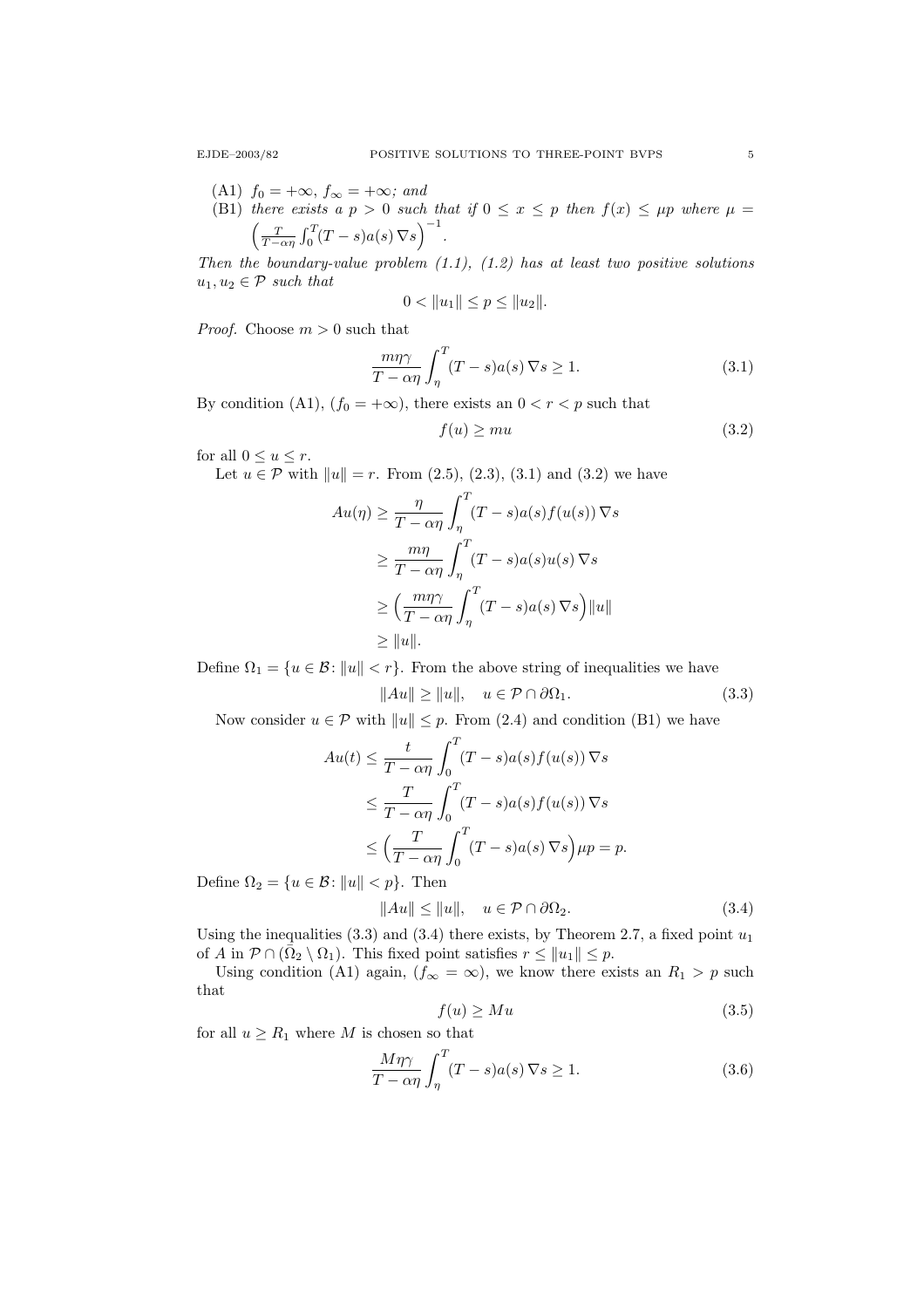(A1) $f_0 = +\infty$, $f_\infty = +\infty$; *and*

(B1) *there exists a* $p > 0$ *such that if* $0 \le x \le p$ *then* $f(x) \le \mu p$ *where* $\mu = \Big(\frac{T}{T-\alpha\eta}\int_0^T (T-s)a(s)\,\nabla s\Big)^{-1}$.

*Then the boundary-value problem (1.1), (1.2) has at least two positive solutions* $u_1, u_2 \in \mathcal{P}$ *such that*

$$0 < \|u_1\| \le p \le \|u_2\|.$$

*Proof.* Choose $m > 0$ such that

$$\frac{m\eta\gamma}{T-\alpha\eta}\int_\eta^T (T-s)a(s)\,\nabla s \ge 1. \tag{3.1}$$

By condition (A1), ($f_0 = +\infty$), there exists an $0 < r < p$ such that

$$f(u) \ge mu \tag{3.2}$$

for all $0 \le u \le r$.

Let $u \in \mathcal{P}$ with $\|u\| = r$. From (2.5), (2.3), (3.1) and (3.2) we have

$$\begin{aligned}
Au(\eta) &\ge \frac{\eta}{T-\alpha\eta}\int_\eta^T (T-s)a(s)f(u(s))\,\nabla s \\
&\ge \frac{m\eta}{T-\alpha\eta}\int_\eta^T (T-s)a(s)u(s)\,\nabla s \\
&\ge \Big(\frac{m\eta\gamma}{T-\alpha\eta}\int_\eta^T (T-s)a(s)\,\nabla s\Big)\|u\| \\
&\ge \|u\|.
\end{aligned}$$

Define $\Omega_1 = \{u \in \mathcal{B} \colon \|u\| < r\}$. From the above string of inequalities we have

$$\|Au\| \ge \|u\|, \quad u \in \mathcal{P} \cap \partial\Omega_1. \tag{3.3}$$

Now consider $u \in \mathcal{P}$ with $\|u\| \le p$. From (2.4) and condition (B1) we have

$$\begin{aligned}
Au(t) &\le \frac{t}{T-\alpha\eta}\int_0^T (T-s)a(s)f(u(s))\,\nabla s \\
&\le \frac{T}{T-\alpha\eta}\int_0^T (T-s)a(s)f(u(s))\,\nabla s \\
&\le \Big(\frac{T}{T-\alpha\eta}\int_0^T (T-s)a(s)\,\nabla s\Big)\mu p = p.
\end{aligned}$$

Define $\Omega_2 = \{u \in \mathcal{B} \colon \|u\| < p\}$. Then

$$\|Au\| \le \|u\|, \quad u \in \mathcal{P} \cap \partial\Omega_2. \tag{3.4}$$

Using the inequalities (3.3) and (3.4) there exists, by Theorem 2.7, a fixed point $u_1$ of $A$ in $\mathcal{P} \cap (\bar{\Omega}_2 \setminus \Omega_1)$. This fixed point satisfies $r \le \|u_1\| \le p$.

Using condition (A1) again, ($f_\infty = \infty$), we know there exists an $R_1 > p$ such that

$$f(u) \ge Mu \tag{3.5}$$

for all $u \ge R_1$ where $M$ is chosen so that

$$\frac{M\eta\gamma}{T-\alpha\eta}\int_\eta^T (T-s)a(s)\,\nabla s \ge 1. \tag{3.6}$$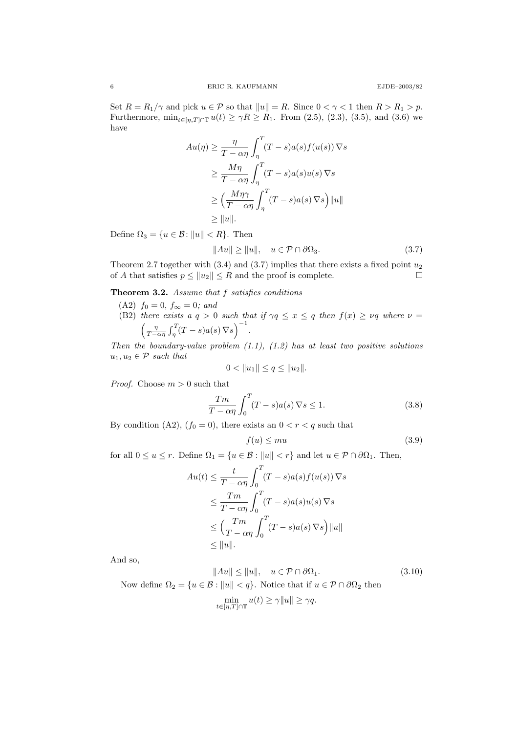Set $R = R_1/\gamma$ and pick $u \in \mathcal{P}$ so that $\|u\| = R$. Since $0 < \gamma < 1$ then $R > R_1 > p$. Furthermore, $\min_{t\in[\eta,T]\cap\mathbb{T}} u(t) \geq \gamma R \geq R_1$. From (2.5), (2.3), (3.5), and (3.6) we have

$$
\begin{aligned}
Au(\eta) &\geq \frac{\eta}{T-\alpha\eta}\int_\eta^T (T-s)a(s)f(u(s))\,\nabla s \\
&\geq \frac{M\eta}{T-\alpha\eta}\int_\eta^T (T-s)a(s)u(s)\,\nabla s \\
&\geq \Big(\frac{M\eta\gamma}{T-\alpha\eta}\int_\eta^T (T-s)a(s)\,\nabla s\Big)\|u\| \\
&\geq \|u\|.
\end{aligned}
$$

Define $\Omega_3 = \{u \in \mathcal{B} \colon \|u\| < R\}$. Then

$$
\|Au\| \geq \|u\|, \quad u \in \mathcal{P}\cap\partial\Omega_3. \tag{3.7}
$$

Theorem 2.7 together with (3.4) and (3.7) implies that there exists a fixed point $u_2$ of $A$ that satisfies $p \leq \|u_2\| \leq R$ and the proof is complete. $\square$

**Theorem 3.2.** *Assume that $f$ satisfies conditions*

- (A2) *$f_0 = 0$, $f_\infty = 0$; and*
- (B2) *there exists a $q > 0$ such that if $\gamma q \leq x \leq q$ then $f(x) \geq \nu q$ where $\nu = \Big(\frac{\eta}{T-\alpha\eta}\int_\eta^T (T-s)a(s)\,\nabla s\Big)^{-1}$.*

*Then the boundary-value problem (1.1), (1.2) has at least two positive solutions $u_1, u_2 \in \mathcal{P}$ such that*

$$
0 < \|u_1\| \leq q \leq \|u_2\|.
$$

*Proof.* Choose $m > 0$ such that

$$
\frac{Tm}{T-\alpha\eta}\int_0^T (T-s)a(s)\,\nabla s \leq 1. \tag{3.8}
$$

By condition (A2), ($f_0 = 0$), there exists an $0 < r < q$ such that

$$
f(u) \leq mu \tag{3.9}
$$

for all $0 \leq u \leq r$. Define $\Omega_1 = \{u \in \mathcal{B} : \|u\| < r\}$ and let $u \in \mathcal{P}\cap\partial\Omega_1$. Then,

$$
\begin{aligned}
Au(t) &\leq \frac{t}{T-\alpha\eta}\int_0^T (T-s)a(s)f(u(s))\,\nabla s \\
&\leq \frac{Tm}{T-\alpha\eta}\int_0^T (T-s)a(s)u(s)\,\nabla s \\
&\leq \Big(\frac{Tm}{T-\alpha\eta}\int_0^T (T-s)a(s)\,\nabla s\Big)\|u\| \\
&\leq \|u\|.
\end{aligned}
$$

And so,

$$
\|Au\| \leq \|u\|, \quad u \in \mathcal{P}\cap\partial\Omega_1. \tag{3.10}
$$

Now define $\Omega_2 = \{u \in \mathcal{B} : \|u\| < q\}$. Notice that if $u \in \mathcal{P}\cap\partial\Omega_2$ then

$$
\min_{t\in[\eta,T]\cap\mathbb{T}} u(t) \geq \gamma\|u\| \geq \gamma q.
$$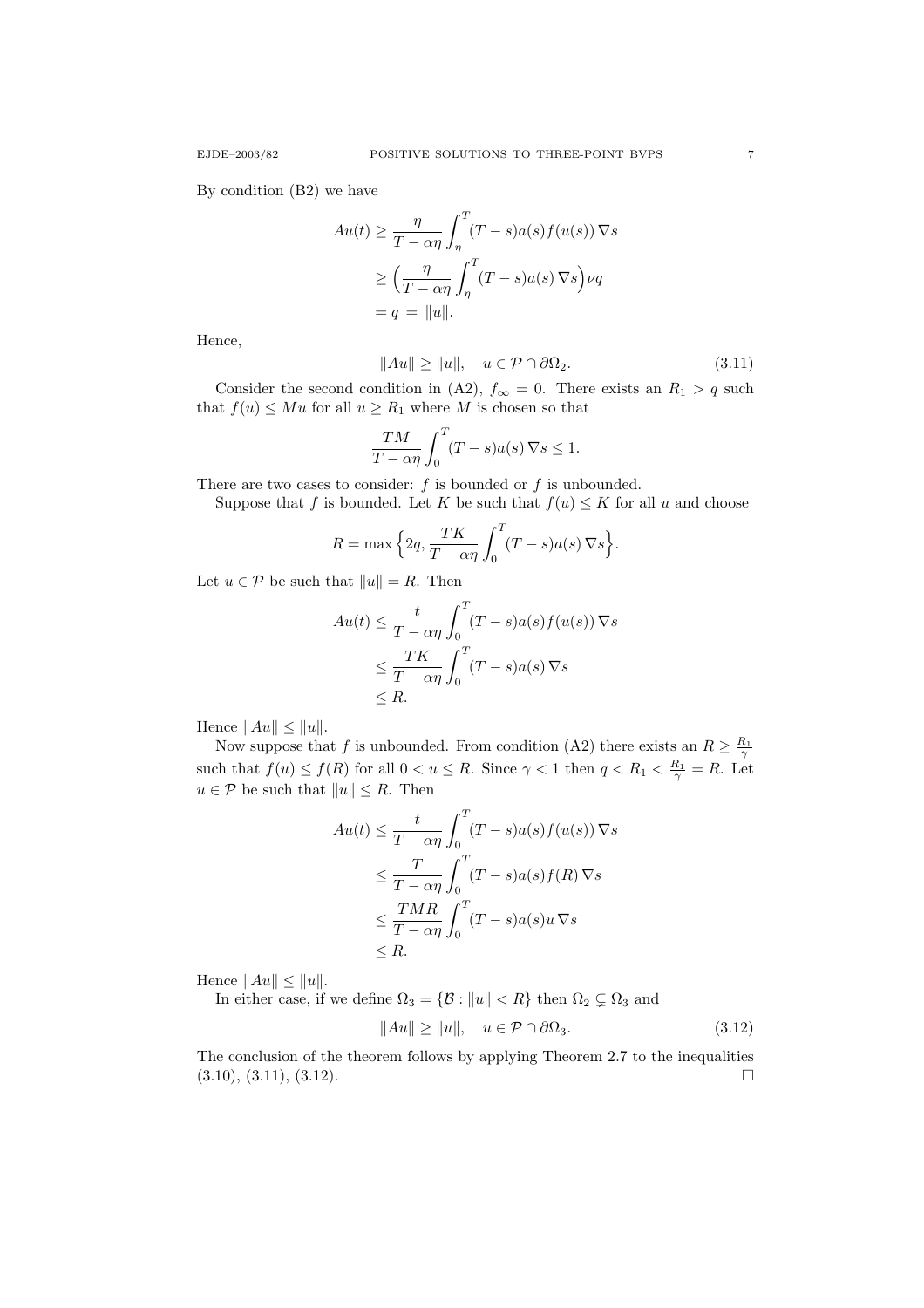By condition (B2) we have

$$
\begin{aligned}
Au(t) &\geq \frac{\eta}{T-\alpha\eta}\int_{\eta}^{T}(T-s)a(s)f(u(s))\,\nabla s \\
&\geq \Big(\frac{\eta}{T-\alpha\eta}\int_{\eta}^{T}(T-s)a(s)\,\nabla s\Big)\nu q \\
&= q \;=\; \|u\|.
\end{aligned}
$$

Hence,

$$
\|Au\| \geq \|u\|, \quad u \in \mathcal{P}\cap\partial\Omega_2. \tag{3.11}
$$

Consider the second condition in (A2), $f_\infty = 0$. There exists an $R_1 > q$ such that $f(u) \leq Mu$ for all $u \geq R_1$ where $M$ is chosen so that

$$
\frac{TM}{T-\alpha\eta}\int_0^T (T-s)a(s)\,\nabla s \leq 1.
$$

There are two cases to consider: $f$ is bounded or $f$ is unbounded.

Suppose that $f$ is bounded. Let $K$ be such that $f(u) \leq K$ for all $u$ and choose

$$
R = \max\Big\{2q, \frac{TK}{T-\alpha\eta}\int_0^T (T-s)a(s)\,\nabla s\Big\}.
$$

Let $u \in \mathcal{P}$ be such that $\|u\| = R$. Then

$$
\begin{aligned}
Au(t) &\leq \frac{t}{T-\alpha\eta}\int_0^T (T-s)a(s)f(u(s))\,\nabla s \\
&\leq \frac{TK}{T-\alpha\eta}\int_0^T (T-s)a(s)\,\nabla s \\
&\leq R.
\end{aligned}
$$

Hence $\|Au\| \leq \|u\|$.

Now suppose that $f$ is unbounded. From condition (A2) there exists an $R \geq \frac{R_1}{\gamma}$ such that $f(u) \leq f(R)$ for all $0 < u \leq R$. Since $\gamma < 1$ then $q < R_1 < \frac{R_1}{\gamma} = R$. Let $u \in \mathcal{P}$ be such that $\|u\| \leq R$. Then

$$
\begin{aligned}
Au(t) &\leq \frac{t}{T-\alpha\eta}\int_0^T (T-s)a(s)f(u(s))\,\nabla s \\
&\leq \frac{T}{T-\alpha\eta}\int_0^T (T-s)a(s)f(R)\,\nabla s \\
&\leq \frac{TMR}{T-\alpha\eta}\int_0^T (T-s)a(s)u\,\nabla s \\
&\leq R.
\end{aligned}
$$

Hence $\|Au\| \leq \|u\|$.

In either case, if we define $\Omega_3 = \{\mathcal{B} : \|u\| < R\}$ then $\Omega_2 \subsetneq \Omega_3$ and

$$
\|Au\| \geq \|u\|, \quad u \in \mathcal{P}\cap\partial\Omega_3. \tag{3.12}
$$

The conclusion of the theorem follows by applying Theorem 2.7 to the inequalities (3.10), (3.11), (3.12). $\square$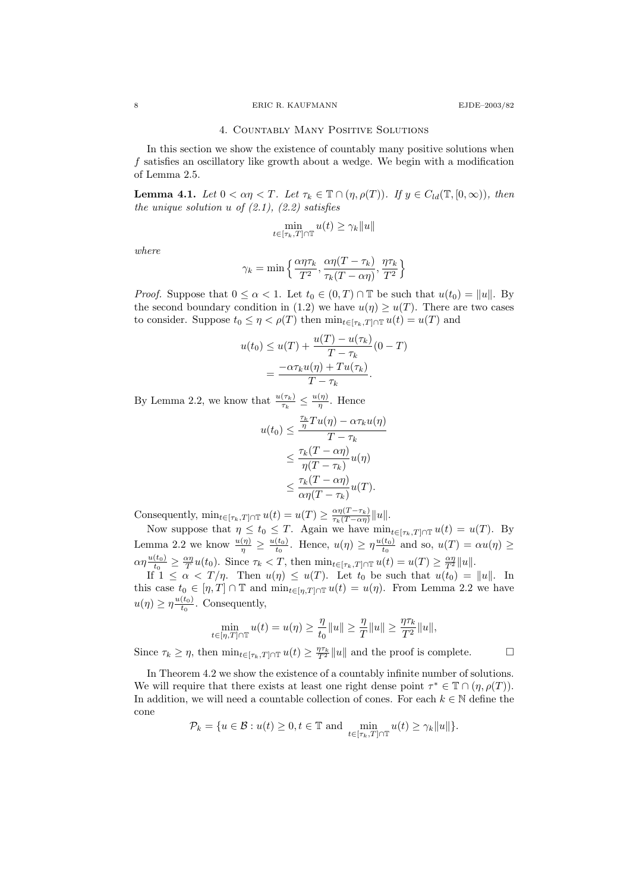## 4. Countably Many Positive Solutions

In this section we show the existence of countably many positive solutions when $f$ satisfies an oscillatory like growth about a wedge. We begin with a modification of Lemma 2.5.

**Lemma 4.1.** *Let $0 < \alpha\eta < T$. Let $\tau_k \in \mathbb{T} \cap (\eta, \rho(T))$. If $y \in C_{ld}(\mathbb{T}, [0, \infty))$, then the unique solution $u$ of (2.1), (2.2) satisfies*

$$\min_{t \in [\tau_k, T] \cap \mathbb{T}} u(t) \geq \gamma_k \|u\|$$

*where*

$$\gamma_k = \min\Big\{ \frac{\alpha\eta\tau_k}{T^2}, \frac{\alpha\eta(T - \tau_k)}{\tau_k(T - \alpha\eta)}, \frac{\eta\tau_k}{T^2} \Big\}$$

*Proof.* Suppose that $0 \leq \alpha < 1$. Let $t_0 \in (0, T) \cap \mathbb{T}$ be such that $u(t_0) = \|u\|$. By the second boundary condition in (1.2) we have $u(\eta) \geq u(T)$. There are two cases to consider. Suppose $t_0 \leq \eta < \rho(T)$ then $\min_{t \in [\tau_k, T] \cap \mathbb{T}} u(t) = u(T)$ and

$$\begin{aligned}
u(t_0) &\leq u(T) + \frac{u(T) - u(\tau_k)}{T - \tau_k}(0 - T) \\
&= \frac{-\alpha\tau_k u(\eta) + Tu(\tau_k)}{T - \tau_k}.
\end{aligned}$$

By Lemma 2.2, we know that $\frac{u(\tau_k)}{\tau_k} \leq \frac{u(\eta)}{\eta}$. Hence

$$\begin{aligned}
u(t_0) &\leq \frac{\frac{\tau_k}{\eta} Tu(\eta) - \alpha\tau_k u(\eta)}{T - \tau_k} \\
&\leq \frac{\tau_k(T - \alpha\eta)}{\eta(T - \tau_k)} u(\eta) \\
&\leq \frac{\tau_k(T - \alpha\eta)}{\alpha\eta(T - \tau_k)} u(T).
\end{aligned}$$

Consequently, $\min_{t \in [\tau_k, T] \cap \mathbb{T}} u(t) = u(T) \geq \frac{\alpha\eta(T - \tau_k)}{\tau_k(T - \alpha\eta)} \|u\|$.

Now suppose that $\eta \leq t_0 \leq T$. Again we have $\min_{t \in [\tau_k, T] \cap \mathbb{T}} u(t) = u(T)$. By Lemma 2.2 we know $\frac{u(\eta)}{\eta} \geq \frac{u(t_0)}{t_0}$. Hence, $u(\eta) \geq \eta\frac{u(t_0)}{t_0}$ and so, $u(T) = \alpha u(\eta) \geq \alpha\eta\frac{u(t_0)}{t_0} \geq \frac{\alpha\eta}{T} u(t_0)$. Since $\tau_k < T$, then $\min_{t \in [\tau_k, T] \cap \mathbb{T}} u(t) = u(T) \geq \frac{\alpha\eta}{T^2}\|u\|$.

If $1 \leq \alpha < T/\eta$. Then $u(\eta) \leq u(T)$. Let $t_0$ be such that $u(t_0) = \|u\|$. In this case $t_0 \in [\eta, T] \cap \mathbb{T}$ and $\min_{t \in [\eta, T] \cap \mathbb{T}} u(t) = u(\eta)$. From Lemma 2.2 we have $u(\eta) \geq \eta\frac{u(t_0)}{t_0}$. Consequently,

$$\min_{t \in [\eta, T] \cap \mathbb{T}} u(t) = u(\eta) \geq \frac{\eta}{t_0}\|u\| \geq \frac{\eta}{T}\|u\| \geq \frac{\eta\tau_k}{T^2}\|u\|,$$

Since $\tau_k \geq \eta$, then $\min_{t \in [\tau_k, T] \cap \mathbb{T}} u(t) \geq \frac{\eta\tau_k}{T^2}\|u\|$ and the proof is complete. $\square$

In Theorem 4.2 we show the existence of a countably infinite number of solutions. We will require that there exists at least one right dense point $\tau^* \in \mathbb{T} \cap (\eta, \rho(T))$. In addition, we will need a countable collection of cones. For each $k \in \mathbb{N}$ define the cone

$$\mathcal{P}_k = \{u \in \mathcal{B} : u(t) \geq 0, t \in \mathbb{T} \text{ and } \min_{t \in [\tau_k, T] \cap \mathbb{T}} u(t) \geq \gamma_k \|u\|\}.$$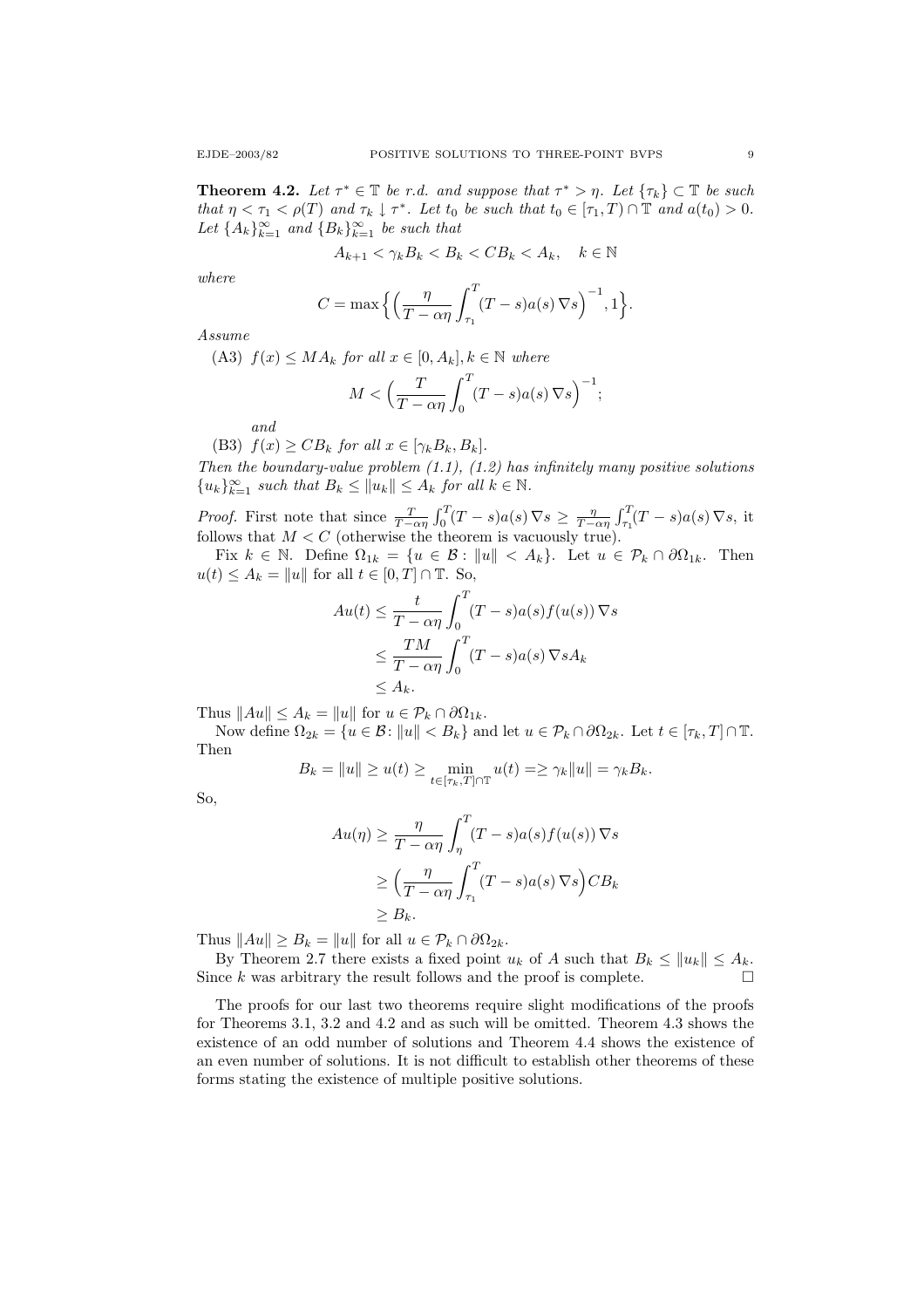**Theorem 4.2.** *Let $\tau^* \in \mathbb{T}$ be r.d. and suppose that $\tau^* > \eta$. Let $\{\tau_k\} \subset \mathbb{T}$ be such that $\eta < \tau_1 < \rho(T)$ and $\tau_k \downarrow \tau^*$. Let $t_0$ be such that $t_0 \in [\tau_1, T) \cap \mathbb{T}$ and $a(t_0) > 0$. Let $\{A_k\}_{k=1}^\infty$ and $\{B_k\}_{k=1}^\infty$ be such that*

$$A_{k+1} < \gamma_k B_k < B_k < CB_k < A_k, \quad k \in \mathbb{N}$$

*where*

$$C = \max\Big\{ \Big( \frac{\eta}{T - \alpha\eta} \int_{\tau_1}^T (T-s)a(s)\,\nabla s \Big)^{-1}, 1 \Big\}.$$

*Assume*

(A3) *$f(x) \le MA_k$ for all $x \in [0, A_k], k \in \mathbb{N}$ where*

$$M < \Big( \frac{T}{T - \alpha\eta} \int_0^T (T-s)a(s)\,\nabla s \Big)^{-1};$$

*and*

(B3) *$f(x) \ge CB_k$ for all $x \in [\gamma_k B_k, B_k]$.*

*Then the boundary-value problem (1.1), (1.2) has infinitely many positive solutions $\{u_k\}_{k=1}^\infty$ such that $B_k \le \|u_k\| \le A_k$ for all $k \in \mathbb{N}$.*

*Proof.* First note that since $\frac{T}{T-\alpha\eta}\int_0^T (T-s)a(s)\,\nabla s \ge \frac{\eta}{T-\alpha\eta}\int_{\tau_1}^T (T-s)a(s)\,\nabla s$, it follows that $M < C$ (otherwise the theorem is vacuously true).

Fix $k \in \mathbb{N}$. Define $\Omega_{1k} = \{u \in \mathcal{B} : \|u\| < A_k\}$. Let $u \in \mathcal{P}_k \cap \partial\Omega_{1k}$. Then $u(t) \le A_k = \|u\|$ for all $t \in [0, T] \cap \mathbb{T}$. So,

$$\begin{aligned}
Au(t) &\le \frac{t}{T - \alpha\eta} \int_0^T (T-s)a(s)f(u(s))\,\nabla s \\
&\le \frac{TM}{T - \alpha\eta} \int_0^T (T-s)a(s)\,\nabla s A_k \\
&\le A_k.
\end{aligned}$$

Thus $\|Au\| \le A_k = \|u\|$ for $u \in \mathcal{P}_k \cap \partial\Omega_{1k}$.

Now define $\Omega_{2k} = \{u \in \mathcal{B} \colon \|u\| < B_k\}$ and let $u \in \mathcal{P}_k \cap \partial\Omega_{2k}$. Let $t \in [\tau_k, T] \cap \mathbb{T}$. Then

$$B_k = \|u\| \ge u(t) \ge \min_{t \in [\tau_k, T] \cap \mathbb{T}} u(t) = \ge \gamma_k \|u\| = \gamma_k B_k.$$

So,

$$\begin{aligned}
Au(\eta) &\ge \frac{\eta}{T - \alpha\eta} \int_\eta^T (T-s)a(s)f(u(s))\,\nabla s \\
&\ge \Big( \frac{\eta}{T - \alpha\eta} \int_{\tau_1}^T (T-s)a(s)\,\nabla s \Big) CB_k \\
&\ge B_k.
\end{aligned}$$

Thus $\|Au\| \ge B_k = \|u\|$ for all $u \in \mathcal{P}_k \cap \partial\Omega_{2k}$.

By Theorem 2.7 there exists a fixed point $u_k$ of $A$ such that $B_k \le \|u_k\| \le A_k$. Since $k$ was arbitrary the result follows and the proof is complete. $\square$

The proofs for our last two theorems require slight modifications of the proofs for Theorems 3.1, 3.2 and 4.2 and as such will be omitted. Theorem 4.3 shows the existence of an odd number of solutions and Theorem 4.4 shows the existence of an even number of solutions. It is not difficult to establish other theorems of these forms stating the existence of multiple positive solutions.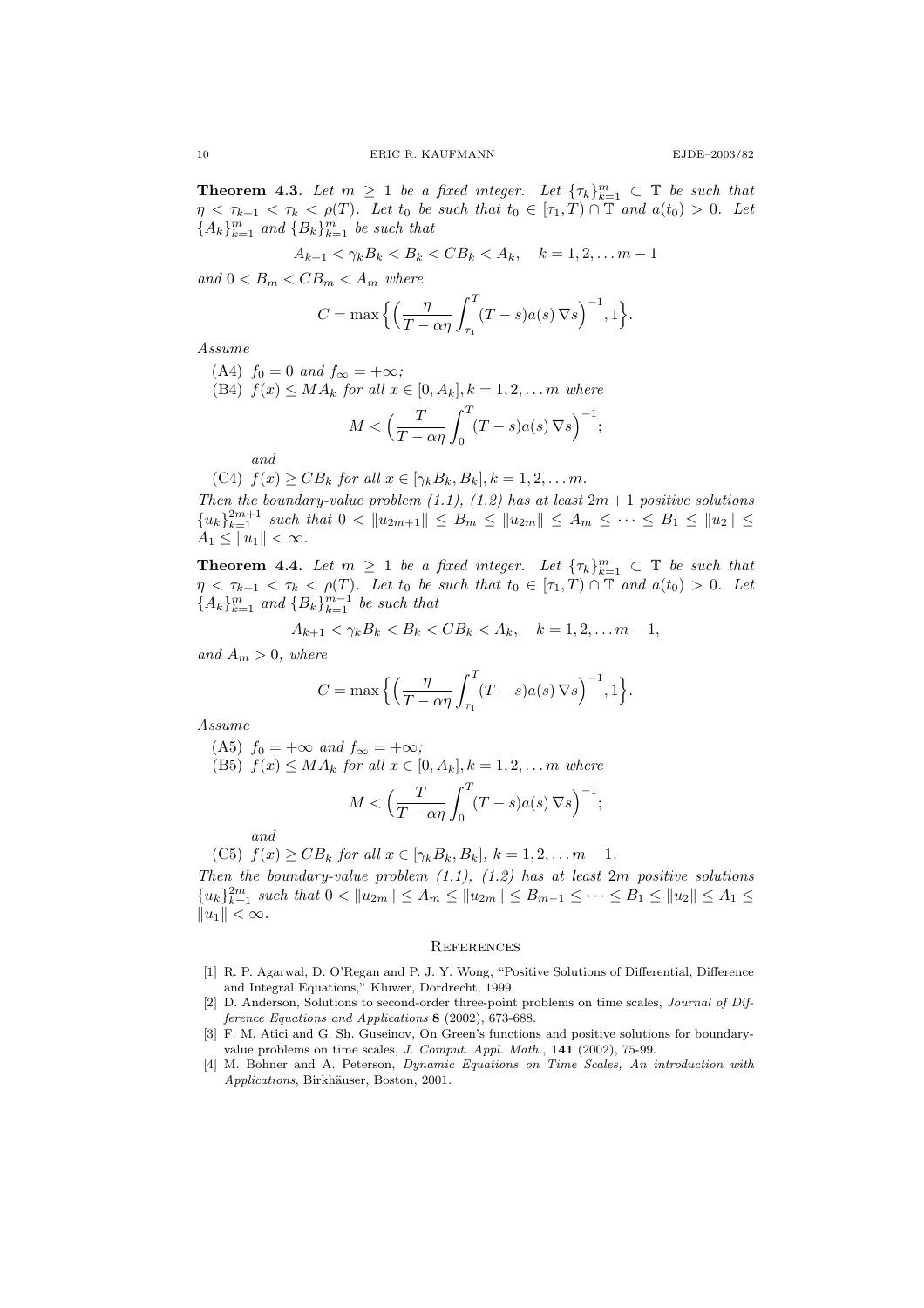**Theorem 4.3.** *Let $m \geq 1$ be a fixed integer. Let $\{\tau_k\}_{k=1}^m \subset \mathbb{T}$ be such that $\eta < \tau_{k+1} < \tau_k < \rho(T)$. Let $t_0$ be such that $t_0 \in [\tau_1, T) \cap \mathbb{T}$ and $a(t_0) > 0$. Let $\{A_k\}_{k=1}^m$ and $\{B_k\}_{k=1}^m$ be such that*

$$A_{k+1} < \gamma_k B_k < B_k < CB_k < A_k, \quad k = 1, 2, \dots m-1$$

*and $0 < B_m < CB_m < A_m$ where*

$$C = \max\Big\{\Big(\frac{\eta}{T - \alpha\eta}\int_{\tau_1}^{T}(T-s)a(s)\,\nabla s\Big)^{-1}, 1\Big\}.$$

*Assume*

- (A4) *$f_0 = 0$ and $f_\infty = +\infty$;*
- (B4) *$f(x) \leq MA_k$ for all $x \in [0, A_k], k = 1, 2, \dots m$ where*
$$M < \Big(\frac{T}{T - \alpha\eta}\int_{0}^{T}(T-s)a(s)\,\nabla s\Big)^{-1};$$
*and*
- (C4) *$f(x) \geq CB_k$ for all $x \in [\gamma_k B_k, B_k], k = 1, 2, \dots m$.*

*Then the boundary-value problem (1.1), (1.2) has at least $2m+1$ positive solutions $\{u_k\}_{k=1}^{2m+1}$ such that $0 < \|u_{2m+1}\| \leq B_m \leq \|u_{2m}\| \leq A_m \leq \dots \leq B_1 \leq \|u_2\| \leq A_1 \leq \|u_1\| < \infty$.*

**Theorem 4.4.** *Let $m \geq 1$ be a fixed integer. Let $\{\tau_k\}_{k=1}^m \subset \mathbb{T}$ be such that $\eta < \tau_{k+1} < \tau_k < \rho(T)$. Let $t_0$ be such that $t_0 \in [\tau_1, T) \cap \mathbb{T}$ and $a(t_0) > 0$. Let $\{A_k\}_{k=1}^m$ and $\{B_k\}_{k=1}^{m-1}$ be such that*

$$A_{k+1} < \gamma_k B_k < B_k < CB_k < A_k, \quad k = 1, 2, \dots m-1,$$

*and $A_m > 0$, where*

$$C = \max\Big\{\Big(\frac{\eta}{T - \alpha\eta}\int_{\tau_1}^{T}(T-s)a(s)\,\nabla s\Big)^{-1}, 1\Big\}.$$

*Assume*

- (A5) *$f_0 = +\infty$ and $f_\infty = +\infty$;*
- (B5) *$f(x) \leq MA_k$ for all $x \in [0, A_k], k = 1, 2, \dots m$ where*
$$M < \Big(\frac{T}{T - \alpha\eta}\int_{0}^{T}(T-s)a(s)\,\nabla s\Big)^{-1};$$
*and*
- (C5) *$f(x) \geq CB_k$ for all $x \in [\gamma_k B_k, B_k]$, $k = 1, 2, \dots m-1$.*

*Then the boundary-value problem (1.1), (1.2) has at least $2m$ positive solutions $\{u_k\}_{k=1}^{2m}$ such that $0 < \|u_{2m}\| \leq A_m \leq \|u_{2m}\| \leq B_{m-1} \leq \dots \leq B_1 \leq \|u_2\| \leq A_1 \leq \|u_1\| < \infty$.*

## References

[1] R. P. Agarwal, D. O'Regan and P. J. Y. Wong, "Positive Solutions of Differential, Difference and Integral Equations," Kluwer, Dordrecht, 1999.

[2] D. Anderson, Solutions to second-order three-point problems on time scales, *Journal of Difference Equations and Applications* **8** (2002), 673-688.

[3] F. M. Atici and G. Sh. Guseinov, On Green's functions and positive solutions for boundary-value problems on time scales, *J. Comput. Appl. Math.*, **141** (2002), 75-99.

[4] M. Bohner and A. Peterson, *Dynamic Equations on Time Scales, An introduction with Applications*, Birkhäuser, Boston, 2001.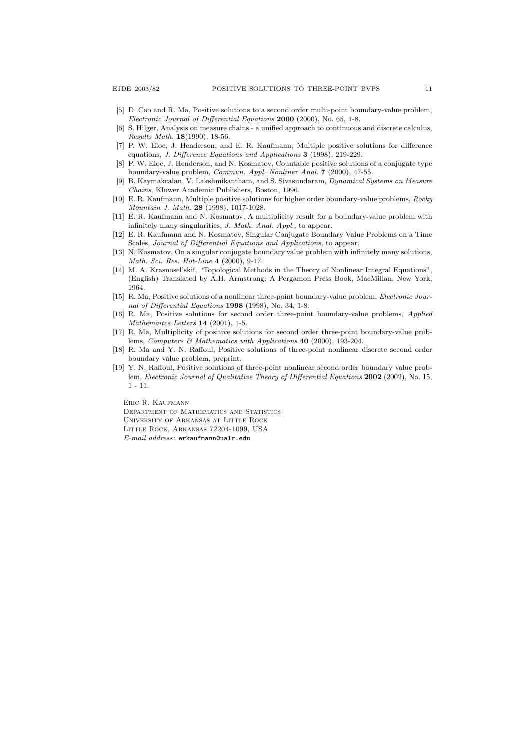[5] D. Cao and R. Ma, Positive solutions to a second order multi-point boundary-value problem, *Electronic Journal of Differential Equations* **2000** (2000), No. 65, 1-8.

[6] S. Hilger, Analysis on measure chains - a unified approach to continuous and discrete calculus, *Results Math.* **18**(1990), 18-56.

[7] P. W. Eloe, J. Henderson, and E. R. Kaufmann, Multiple positive solutions for difference equations, *J. Difference Equations and Applications* **3** (1998), 219-229.

[8] P. W. Eloe, J. Henderson, and N. Kosmatov, Countable positive solutions of a conjugate type boundary-value problem, *Commun. Appl. Nonliner Anal.* **7** (2000), 47-55.

[9] B. Kaymakcalan, V. Lakshmikantham, and S. Sivasundaram, *Dynamical Systems on Measure Chains*, Kluwer Academic Publishers, Boston, 1996.

[10] E. R. Kaufmann, Multiple positive solutions for higher order boundary-value problems, *Rocky Mountain J. Math.* **28** (1998), 1017-1028.

[11] E. R. Kaufmann and N. Kosmatov, A multiplicity result for a boundary-value problem with infinitely many singularities, *J. Math. Anal. Appl.*, to appear.

[12] E. R. Kaufmann and N. Kosmatov, Singular Conjugate Boundary Value Problems on a Time Scales, *Journal of Differential Equations and Applications*, to appear.

[13] N. Kosmatov, On a singular conjugate boundary value problem with infinitely many solutions, *Math. Sci. Res. Hot-Line* **4** (2000), 9-17.

[14] M. A. Krasnosel'skiĭ, "Topological Methods in the Theory of Nonlinear Integral Equations", (English) Translated by A.H. Armstrong; A Pergamon Press Book, MacMillan, New York, 1964.

[15] R. Ma, Positive solutions of a nonlinear three-point boundary-value problem, *Electronic Journal of Differential Equations* **1998** (1998), No. 34, 1-8.

[16] R. Ma, Positive solutions for second order three-point boundary-value problems, *Applied Mathemaitcs Letters* **14** (2001), 1-5.

[17] R. Ma, Multiplicity of positive solutions for second order three-point boundary-value problems, *Computers & Mathematics with Applications* **40** (2000), 193-204.

[18] R. Ma and Y. N. Raffoul, Positive solutions of three-point nonlinear discrete second order boundary value problem, preprint.

[19] Y. N. Raffoul, Positive solutions of three-point nonlinear second order boundary value problem, *Electronic Journal of Qualitative Theory of Differential Equations* **2002** (2002), No. 15, 1 - 11.

Eric R. Kaufmann
Department of Mathematics and Statistics
University of Arkansas at Little Rock
Little Rock, Arkansas 72204-1099, USA
*E-mail address*: erkaufmann@ualr.edu